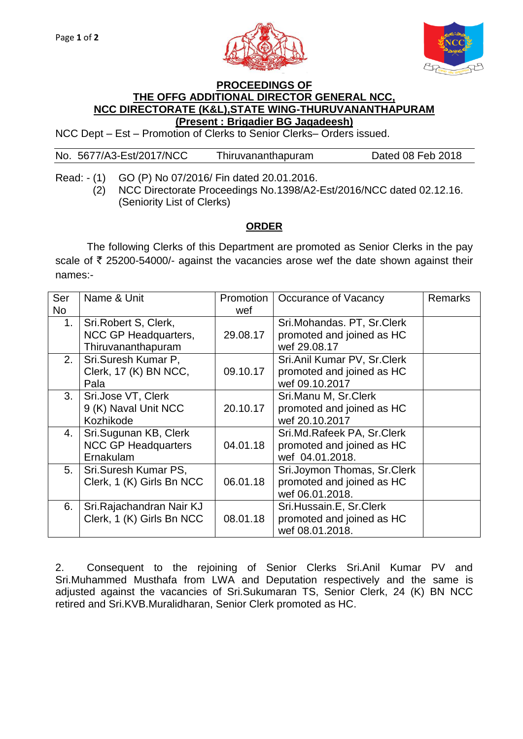**PROCEEDINGS OF**
**THE OFFG ADDITIONAL DIRECTOR GENERAL NCC,**
**NCC DIRECTORATE (K&L),STATE WING-THURUVANANTHAPURAM**
**(Present : Brigadier BG Jagadeesh)**

NCC Dept – Est – Promotion of Clerks to Senior Clerks– Orders issued.

No. 5677/A3-Est/2017/NCC    Thiruvananthapuram    Dated 08 Feb 2018

Read: - (1) GO (P) No 07/2016/ Fin dated 20.01.2016.
(2) NCC Directorate Proceedings No.1398/A2-Est/2016/NCC dated 02.12.16. (Seniority List of Clerks)

## ORDER

The following Clerks of this Department are promoted as Senior Clerks in the pay scale of ₹ 25200-54000/- against the vacancies arose wef the date shown against their names:-

| Ser No | Name & Unit | Promotion wef | Occurance of Vacancy | Remarks |
|---|---|---|---|---|
| 1. | Sri.Robert S, Clerk, NCC GP Headquarters, Thiruvananthapuram | 29.08.17 | Sri.Mohandas. PT, Sr.Clerk promoted and joined as HC wef 29.08.17 | |
| 2. | Sri.Suresh Kumar P, Clerk, 17 (K) BN NCC, Pala | 09.10.17 | Sri.Anil Kumar PV, Sr.Clerk promoted and joined as HC wef 09.10.2017 | |
| 3. | Sri.Jose VT, Clerk 9 (K) Naval Unit NCC Kozhikode | 20.10.17 | Sri.Manu M, Sr.Clerk promoted and joined as HC wef 20.10.2017 | |
| 4. | Sri.Sugunan KB, Clerk NCC GP Headquarters Ernakulam | 04.01.18 | Sri.Md.Rafeek PA, Sr.Clerk promoted and joined as HC wef 04.01.2018. | |
| 5. | Sri.Suresh Kumar PS, Clerk, 1 (K) Girls Bn NCC | 06.01.18 | Sri.Joymon Thomas, Sr.Clerk promoted and joined as HC wef 06.01.2018. | |
| 6. | Sri.Rajachandran Nair KJ Clerk, 1 (K) Girls Bn NCC | 08.01.18 | Sri.Hussain.E, Sr.Clerk promoted and joined as HC wef 08.01.2018. | |

2. Consequent to the rejoining of Senior Clerks Sri.Anil Kumar PV and Sri.Muhammed Musthafa from LWA and Deputation respectively and the same is adjusted against the vacancies of Sri.Sukumaran TS, Senior Clerk, 24 (K) BN NCC retired and Sri.KVB.Muralidharan, Senior Clerk promoted as HC.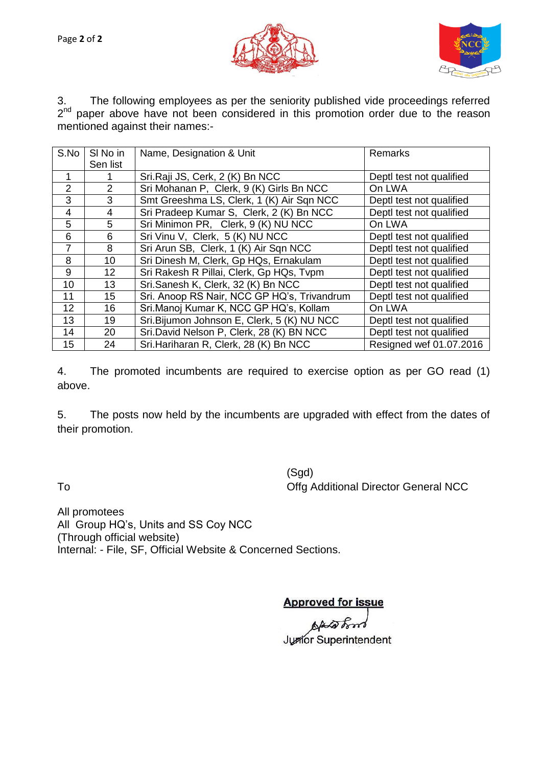3. The following employees as per the seniority published vide proceedings referred 2nd paper above have not been considered in this promotion order due to the reason mentioned against their names:-

| S.No | Sl No in Sen list | Name, Designation & Unit | Remarks |
|---|---|---|---|
| 1 | 1 | Sri.Raji JS, Cerk, 2 (K) Bn NCC | Deptl test not qualified |
| 2 | 2 | Sri Mohanan P, Clerk, 9 (K) Girls Bn NCC | On LWA |
| 3 | 3 | Smt Greeshma LS, Clerk, 1 (K) Air Sqn NCC | Deptl test not qualified |
| 4 | 4 | Sri Pradeep Kumar S, Clerk, 2 (K) Bn NCC | Deptl test not qualified |
| 5 | 5 | Sri Minimon PR, Clerk, 9 (K) NU NCC | On LWA |
| 6 | 6 | Sri Vinu V, Clerk, 5 (K) NU NCC | Deptl test not qualified |
| 7 | 8 | Sri Arun SB, Clerk, 1 (K) Air Sqn NCC | Deptl test not qualified |
| 8 | 10 | Sri Dinesh M, Clerk, Gp HQs, Ernakulam | Deptl test not qualified |
| 9 | 12 | Sri Rakesh R Pillai, Clerk, Gp HQs, Tvpm | Deptl test not qualified |
| 10 | 13 | Sri.Sanesh K, Clerk, 32 (K) Bn NCC | Deptl test not qualified |
| 11 | 15 | Sri. Anoop RS Nair, NCC GP HQ's, Trivandrum | Deptl test not qualified |
| 12 | 16 | Sri.Manoj Kumar K, NCC GP HQ's, Kollam | On LWA |
| 13 | 19 | Sri.Bijumon Johnson E, Clerk, 5 (K) NU NCC | Deptl test not qualified |
| 14 | 20 | Sri.David Nelson P, Clerk, 28 (K) BN NCC | Deptl test not qualified |
| 15 | 24 | Sri.Hariharan R, Clerk, 28 (K) Bn NCC | Resigned wef 01.07.2016 |

4. The promoted incumbents are required to exercise option as per GO read (1) above.

5. The posts now held by the incumbents are upgraded with effect from the dates of their promotion.

(Sgd)
Offg Additional Director General NCC

To

All promotees
All Group HQ's, Units and SS Coy NCC
(Through official website)
Internal: - File, SF, Official Website & Concerned Sections.

**Approved for issue**

Junior Superintendent